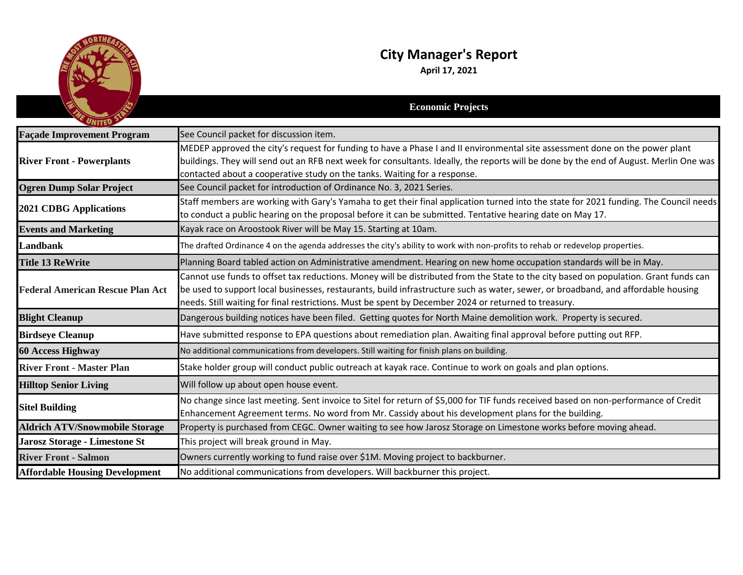# City Manager's Report

**April 17, 2021**

## Economic Projects

| Project | Status |
|---|---|
| **Façade Improvement Program** | See Council packet for discussion item. |
| **River Front - Powerplants** | MEDEP approved the city's request for funding to have a Phase I and II environmental site assessment done on the power plant buildings. They will send out an RFB next week for consultants. Ideally, the reports will be done by the end of August. Merlin One was contacted about a cooperative study on the tanks. Waiting for a response. |
| **Ogren Dump Solar Project** | See Council packet for introduction of Ordinance No. 3, 2021 Series. |
| **2021 CDBG Applications** | Staff members are working with Gary's Yamaha to get their final application turned into the state for 2021 funding. The Council needs to conduct a public hearing on the proposal before it can be submitted. Tentative hearing date on May 17. |
| **Events and Marketing** | Kayak race on Aroostook River will be May 15. Starting at 10am. |
| **Landbank** | The drafted Ordinance 4 on the agenda addresses the city's ability to work with non-profits to rehab or redevelop properties. |
| **Title 13 ReWrite** | Planning Board tabled action on Administrative amendment. Hearing on new home occupation standards will be in May. |
| **Federal American Rescue Plan Act** | Cannot use funds to offset tax reductions. Money will be distributed from the State to the city based on population. Grant funds can be used to support local businesses, restaurants, build infrastructure such as water, sewer, or broadband, and affordable housing needs. Still waiting for final restrictions. Must be spent by December 2024 or returned to treasury. |
| **Blight Cleanup** | Dangerous building notices have been filed. Getting quotes for North Maine demolition work. Property is secured. |
| **Birdseye Cleanup** | Have submitted response to EPA questions about remediation plan. Awaiting final approval before putting out RFP. |
| **60 Access Highway** | No additional communications from developers. Still waiting for finish plans on building. |
| **River Front - Master Plan** | Stake holder group will conduct public outreach at kayak race. Continue to work on goals and plan options. |
| **Hilltop Senior Living** | Will follow up about open house event. |
| **Sitel Building** | No change since last meeting. Sent invoice to Sitel for return of $5,000 for TIF funds received based on non-performance of Credit Enhancement Agreement terms. No word from Mr. Cassidy about his development plans for the building. |
| **Aldrich ATV/Snowmobile Storage** | Property is purchased from CEGC. Owner waiting to see how Jarosz Storage on Limestone works before moving ahead. |
| **Jarosz Storage - Limestone St** | This project will break ground in May. |
| **River Front - Salmon** | Owners currently working to fund raise over $1M. Moving project to backburner. |
| **Affordable Housing Development** | No additional communications from developers. Will backburner this project. |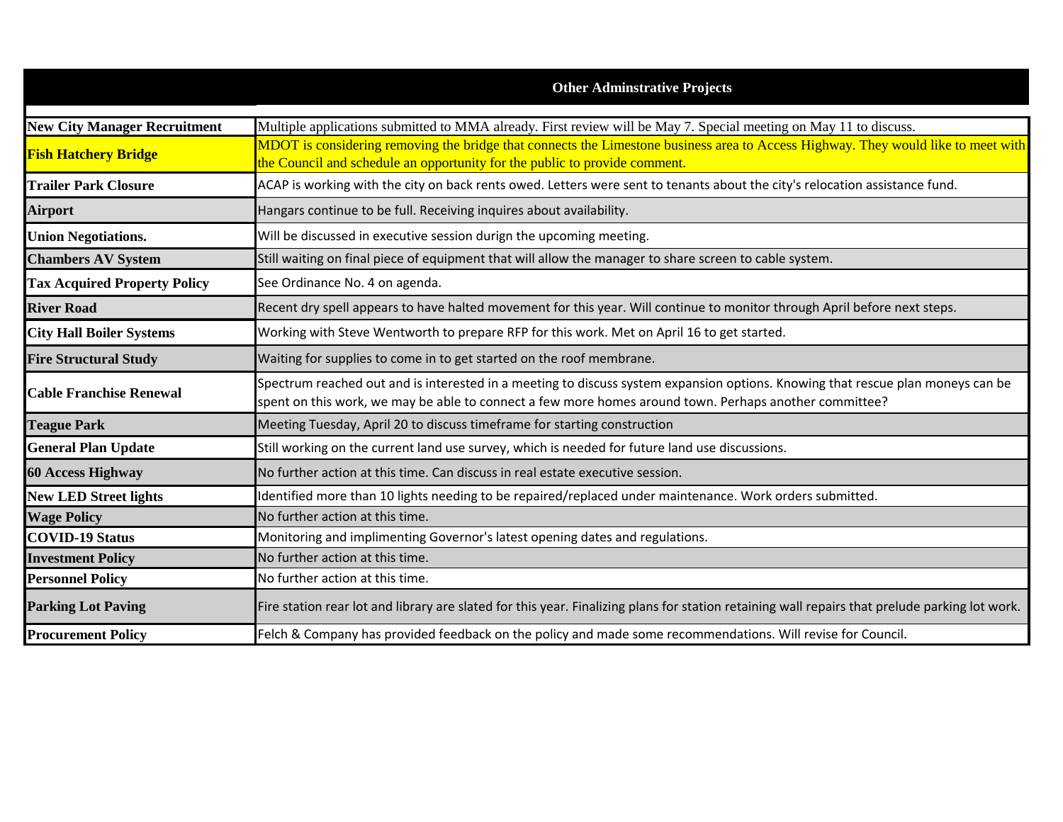| Other Adminstrative Projects | |
|---|---|
| **New City Manager Recruitment** | Multiple applications submitted to MMA already. First review will be May 7. Special meeting on May 11 to discuss. |
| **Fish Hatchery Bridge** | MDOT is considering removing the bridge that connects the Limestone business area to Access Highway. They would like to meet with the Council and schedule an opportunity for the public to provide comment. |
| **Trailer Park Closure** | ACAP is working with the city on back rents owed. Letters were sent to tenants about the city's relocation assistance fund. |
| **Airport** | Hangars continue to be full. Receiving inquires about availability. |
| **Union Negotiations.** | Will be discussed in executive session durign the upcoming meeting. |
| **Chambers AV System** | Still waiting on final piece of equipment that will allow the manager to share screen to cable system. |
| **Tax Acquired Property Policy** | See Ordinance No. 4 on agenda. |
| **River Road** | Recent dry spell appears to have halted movement for this year. Will continue to monitor through April before next steps. |
| **City Hall Boiler Systems** | Working with Steve Wentworth to prepare RFP for this work. Met on April 16 to get started. |
| **Fire Structural Study** | Waiting for supplies to come in to get started on the roof membrane. |
| **Cable Franchise Renewal** | Spectrum reached out and is interested in a meeting to discuss system expansion options. Knowing that rescue plan moneys can be spent on this work, we may be able to connect a few more homes around town. Perhaps another committee? |
| **Teague Park** | Meeting Tuesday, April 20 to discuss timeframe for starting construction |
| **General Plan Update** | Still working on the current land use survey, which is needed for future land use discussions. |
| **60 Access Highway** | No further action at this time. Can discuss in real estate executive session. |
| **New LED Street lights** | Identified more than 10 lights needing to be repaired/replaced under maintenance. Work orders submitted. |
| **Wage Policy** | No further action at this time. |
| **COVID-19 Status** | Monitoring and implimenting Governor's latest opening dates and regulations. |
| **Investment Policy** | No further action at this time. |
| **Personnel Policy** | No further action at this time. |
| **Parking Lot Paving** | Fire station rear lot and library are slated for this year. Finalizing plans for station retaining wall repairs that prelude parking lot work. |
| **Procurement Policy** | Felch & Company has provided feedback on the policy and made some recommendations. Will revise for Council. |